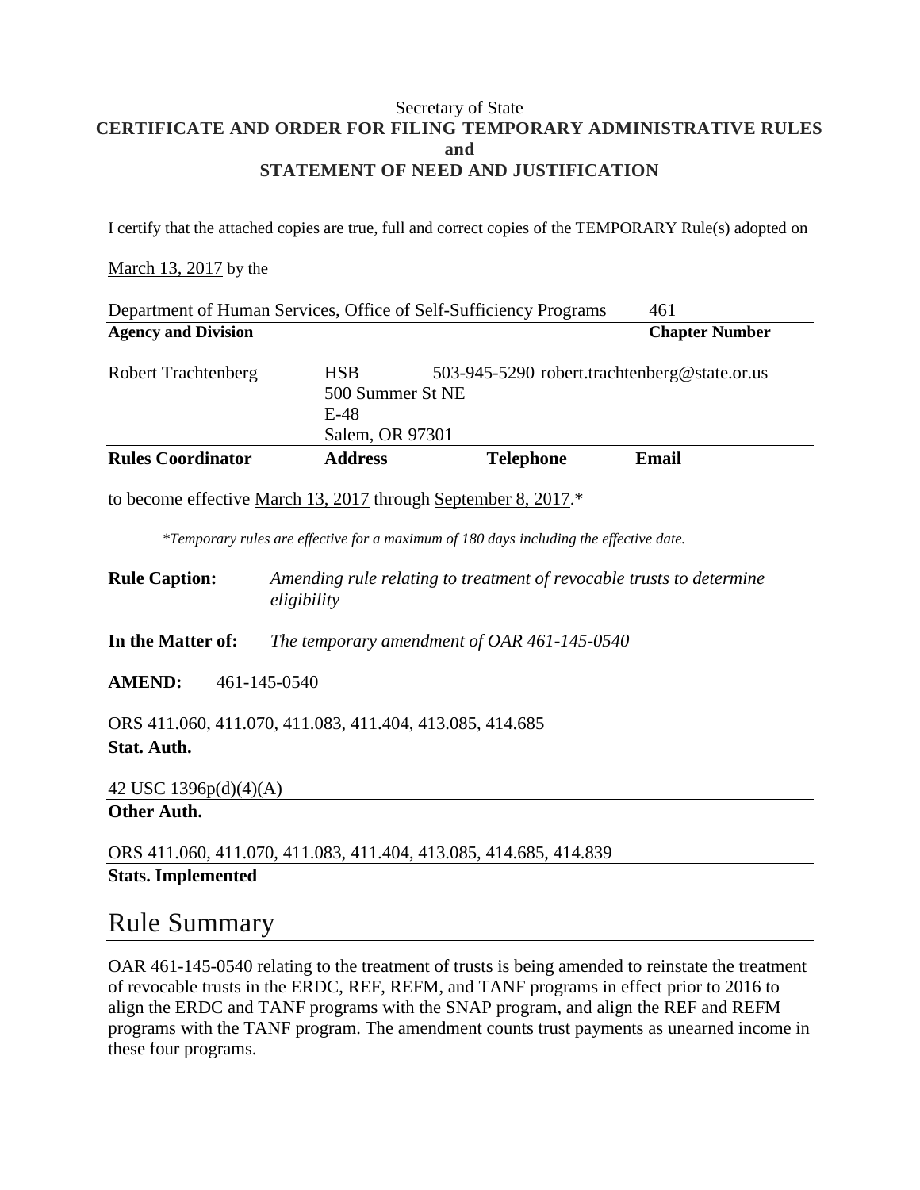Secretary of State

**CERTIFICATE AND ORDER FOR FILING TEMPORARY ADMINISTRATIVE RULES**
**and**
**STATEMENT OF NEED AND JUSTIFICATION**

I certify that the attached copies are true, full and correct copies of the TEMPORARY Rule(s) adopted on

March 13, 2017 by the

| Department of Human Services, Office of Self-Sufficiency Programs | 461 |
|---|---|
| **Agency and Division** | **Chapter Number** |

| Robert Trachtenberg | HSB<br>500 Summer St NE<br>E-48<br>Salem, OR 97301 | 503-945-5290 | robert.trachtenberg@state.or.us |
|---|---|---|---|
| **Rules Coordinator** | **Address** | **Telephone** | **Email** |

to become effective March 13, 2017 through September 8, 2017.*

*\*Temporary rules are effective for a maximum of 180 days including the effective date.*

**Rule Caption:** *Amending rule relating to treatment of revocable trusts to determine eligibility*

**In the Matter of:** *The temporary amendment of OAR 461-145-0540*

**AMEND:** 461-145-0540

ORS 411.060, 411.070, 411.083, 411.404, 413.085, 414.685
**Stat. Auth.**

42 USC 1396p(d)(4)(A)
**Other Auth.**

ORS 411.060, 411.070, 411.083, 411.404, 413.085, 414.685, 414.839
**Stats. Implemented**

# Rule Summary

OAR 461-145-0540 relating to the treatment of trusts is being amended to reinstate the treatment of revocable trusts in the ERDC, REF, REFM, and TANF programs in effect prior to 2016 to align the ERDC and TANF programs with the SNAP program, and align the REF and REFM programs with the TANF program. The amendment counts trust payments as unearned income in these four programs.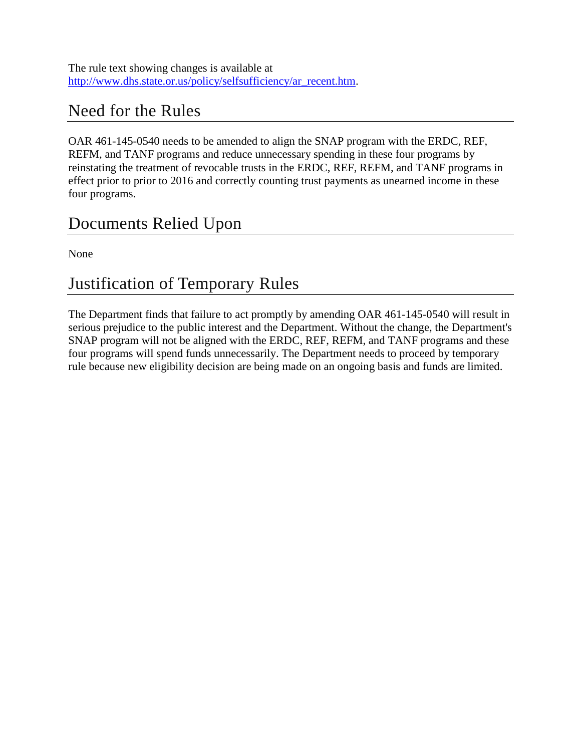The rule text showing changes is available at [http://www.dhs.state.or.us/policy/selfsufficiency/ar_recent.htm](http://www.dhs.state.or.us/policy/selfsufficiency/ar_recent.htm).

## Need for the Rules

OAR 461-145-0540 needs to be amended to align the SNAP program with the ERDC, REF, REFM, and TANF programs and reduce unnecessary spending in these four programs by reinstating the treatment of revocable trusts in the ERDC, REF, REFM, and TANF programs in effect prior to prior to 2016 and correctly counting trust payments as unearned income in these four programs.

## Documents Relied Upon

None

## Justification of Temporary Rules

The Department finds that failure to act promptly by amending OAR 461-145-0540 will result in serious prejudice to the public interest and the Department. Without the change, the Department's SNAP program will not be aligned with the ERDC, REF, REFM, and TANF programs and these four programs will spend funds unnecessarily. The Department needs to proceed by temporary rule because new eligibility decision are being made on an ongoing basis and funds are limited.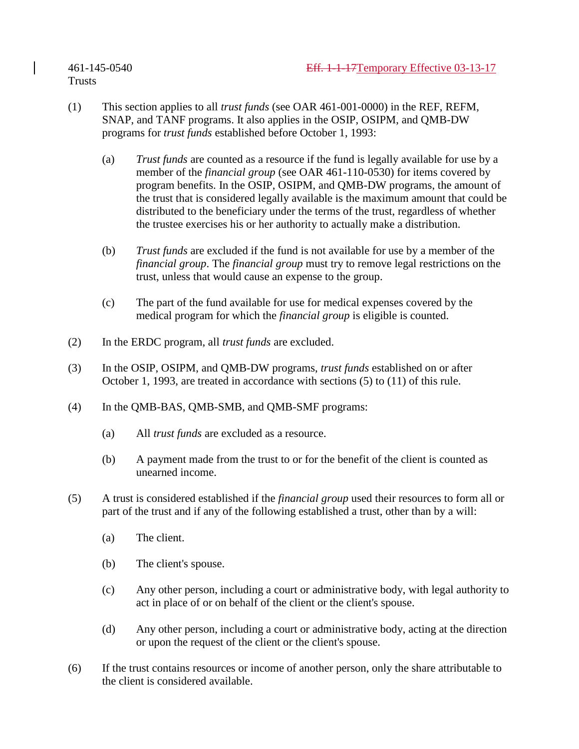461-145-0540 ~~Eff. 1-1-17~~ Temporary Effective 03-13-17
Trusts

(1) This section applies to all *trust funds* (see OAR 461-001-0000) in the REF, REFM, SNAP, and TANF programs. It also applies in the OSIP, OSIPM, and QMB-DW programs for *trust funds* established before October 1, 1993:

  (a) *Trust funds* are counted as a resource if the fund is legally available for use by a member of the *financial group* (see OAR 461-110-0530) for items covered by program benefits. In the OSIP, OSIPM, and QMB-DW programs, the amount of the trust that is considered legally available is the maximum amount that could be distributed to the beneficiary under the terms of the trust, regardless of whether the trustee exercises his or her authority to actually make a distribution.

  (b) *Trust funds* are excluded if the fund is not available for use by a member of the *financial group*. The *financial group* must try to remove legal restrictions on the trust, unless that would cause an expense to the group.

  (c) The part of the fund available for use for medical expenses covered by the medical program for which the *financial group* is eligible is counted.

(2) In the ERDC program, all *trust funds* are excluded.

(3) In the OSIP, OSIPM, and QMB-DW programs, *trust funds* established on or after October 1, 1993, are treated in accordance with sections (5) to (11) of this rule.

(4) In the QMB-BAS, QMB-SMB, and QMB-SMF programs:

  (a) All *trust funds* are excluded as a resource.

  (b) A payment made from the trust to or for the benefit of the client is counted as unearned income.

(5) A trust is considered established if the *financial group* used their resources to form all or part of the trust and if any of the following established a trust, other than by a will:

  (a) The client.

  (b) The client's spouse.

  (c) Any other person, including a court or administrative body, with legal authority to act in place of or on behalf of the client or the client's spouse.

  (d) Any other person, including a court or administrative body, acting at the direction or upon the request of the client or the client's spouse.

(6) If the trust contains resources or income of another person, only the share attributable to the client is considered available.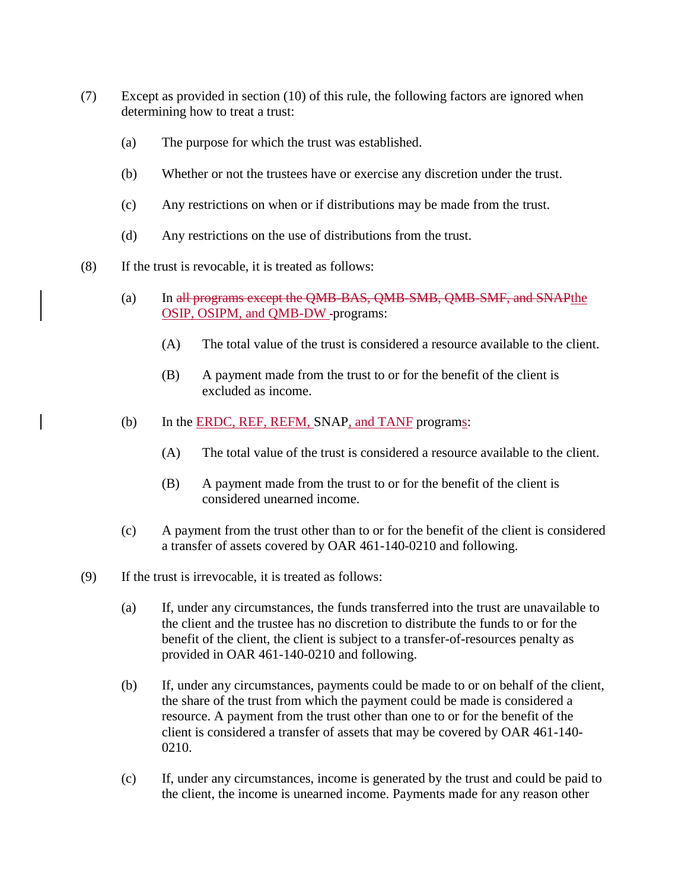(7) Except as provided in section (10) of this rule, the following factors are ignored when determining how to treat a trust:

(a) The purpose for which the trust was established.

(b) Whether or not the trustees have or exercise any discretion under the trust.

(c) Any restrictions on when or if distributions may be made from the trust.

(d) Any restrictions on the use of distributions from the trust.

(8) If the trust is revocable, it is treated as follows:

(a) In ~~all programs except the QMB-BAS, QMB-SMB, QMB-SMF, and SNAP~~the OSIP, OSIPM, and QMB-DW programs:

(A) The total value of the trust is considered a resource available to the client.

(B) A payment made from the trust to or for the benefit of the client is excluded as income.

(b) In the ERDC, REF, REFM, SNAP, and TANF programs:

(A) The total value of the trust is considered a resource available to the client.

(B) A payment made from the trust to or for the benefit of the client is considered unearned income.

(c) A payment from the trust other than to or for the benefit of the client is considered a transfer of assets covered by OAR 461-140-0210 and following.

(9) If the trust is irrevocable, it is treated as follows:

(a) If, under any circumstances, the funds transferred into the trust are unavailable to the client and the trustee has no discretion to distribute the funds to or for the benefit of the client, the client is subject to a transfer-of-resources penalty as provided in OAR 461-140-0210 and following.

(b) If, under any circumstances, payments could be made to or on behalf of the client, the share of the trust from which the payment could be made is considered a resource. A payment from the trust other than one to or for the benefit of the client is considered a transfer of assets that may be covered by OAR 461-140-0210.

(c) If, under any circumstances, income is generated by the trust and could be paid to the client, the income is unearned income. Payments made for any reason other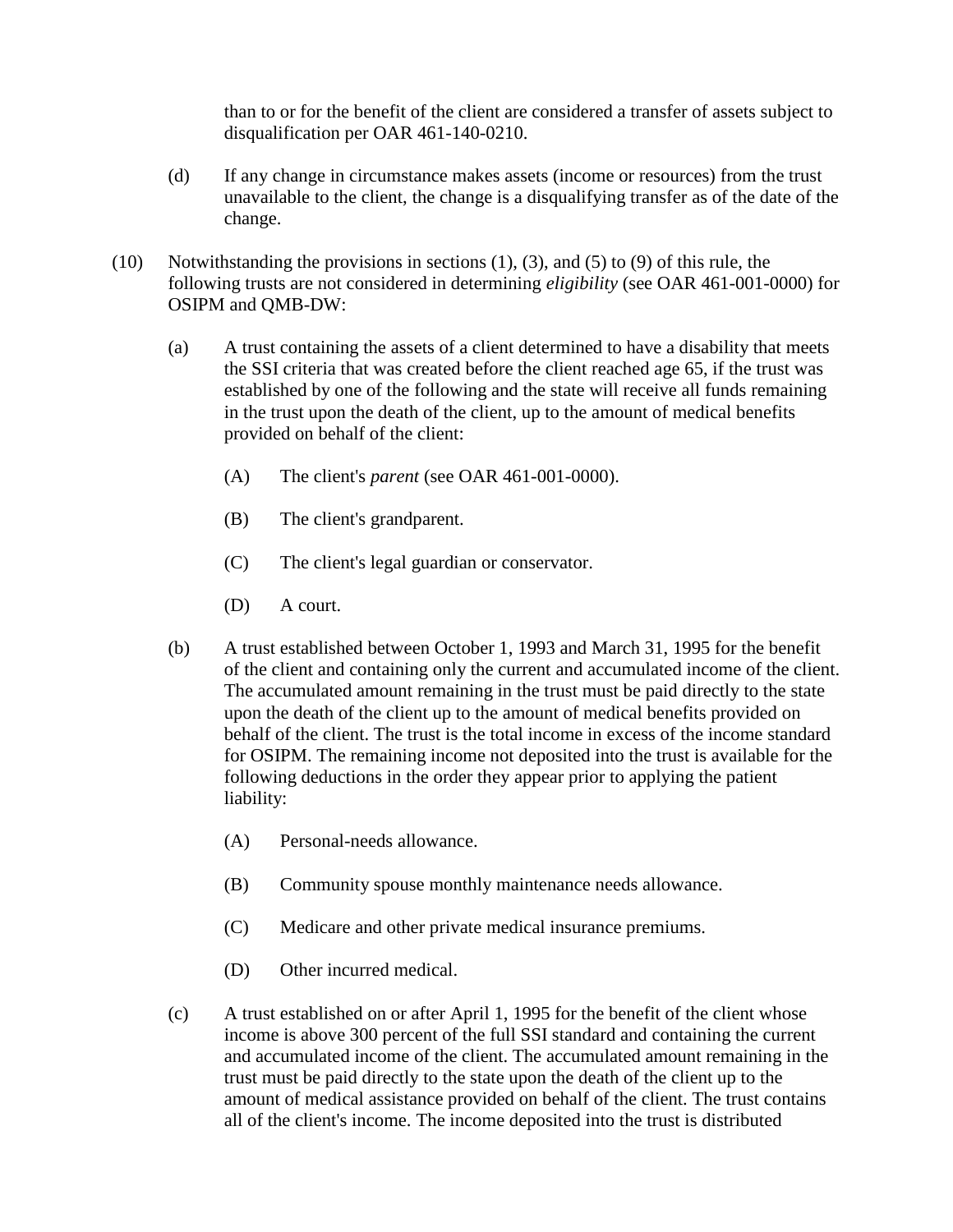than to or for the benefit of the client are considered a transfer of assets subject to disqualification per OAR 461-140-0210.

(d) If any change in circumstance makes assets (income or resources) from the trust unavailable to the client, the change is a disqualifying transfer as of the date of the change.

(10) Notwithstanding the provisions in sections (1), (3), and (5) to (9) of this rule, the following trusts are not considered in determining *eligibility* (see OAR 461-001-0000) for OSIPM and QMB-DW:

(a) A trust containing the assets of a client determined to have a disability that meets the SSI criteria that was created before the client reached age 65, if the trust was established by one of the following and the state will receive all funds remaining in the trust upon the death of the client, up to the amount of medical benefits provided on behalf of the client:

(A) The client's *parent* (see OAR 461-001-0000).

(B) The client's grandparent.

(C) The client's legal guardian or conservator.

(D) A court.

(b) A trust established between October 1, 1993 and March 31, 1995 for the benefit of the client and containing only the current and accumulated income of the client. The accumulated amount remaining in the trust must be paid directly to the state upon the death of the client up to the amount of medical benefits provided on behalf of the client. The trust is the total income in excess of the income standard for OSIPM. The remaining income not deposited into the trust is available for the following deductions in the order they appear prior to applying the patient liability:

(A) Personal-needs allowance.

(B) Community spouse monthly maintenance needs allowance.

(C) Medicare and other private medical insurance premiums.

(D) Other incurred medical.

(c) A trust established on or after April 1, 1995 for the benefit of the client whose income is above 300 percent of the full SSI standard and containing the current and accumulated income of the client. The accumulated amount remaining in the trust must be paid directly to the state upon the death of the client up to the amount of medical assistance provided on behalf of the client. The trust contains all of the client's income. The income deposited into the trust is distributed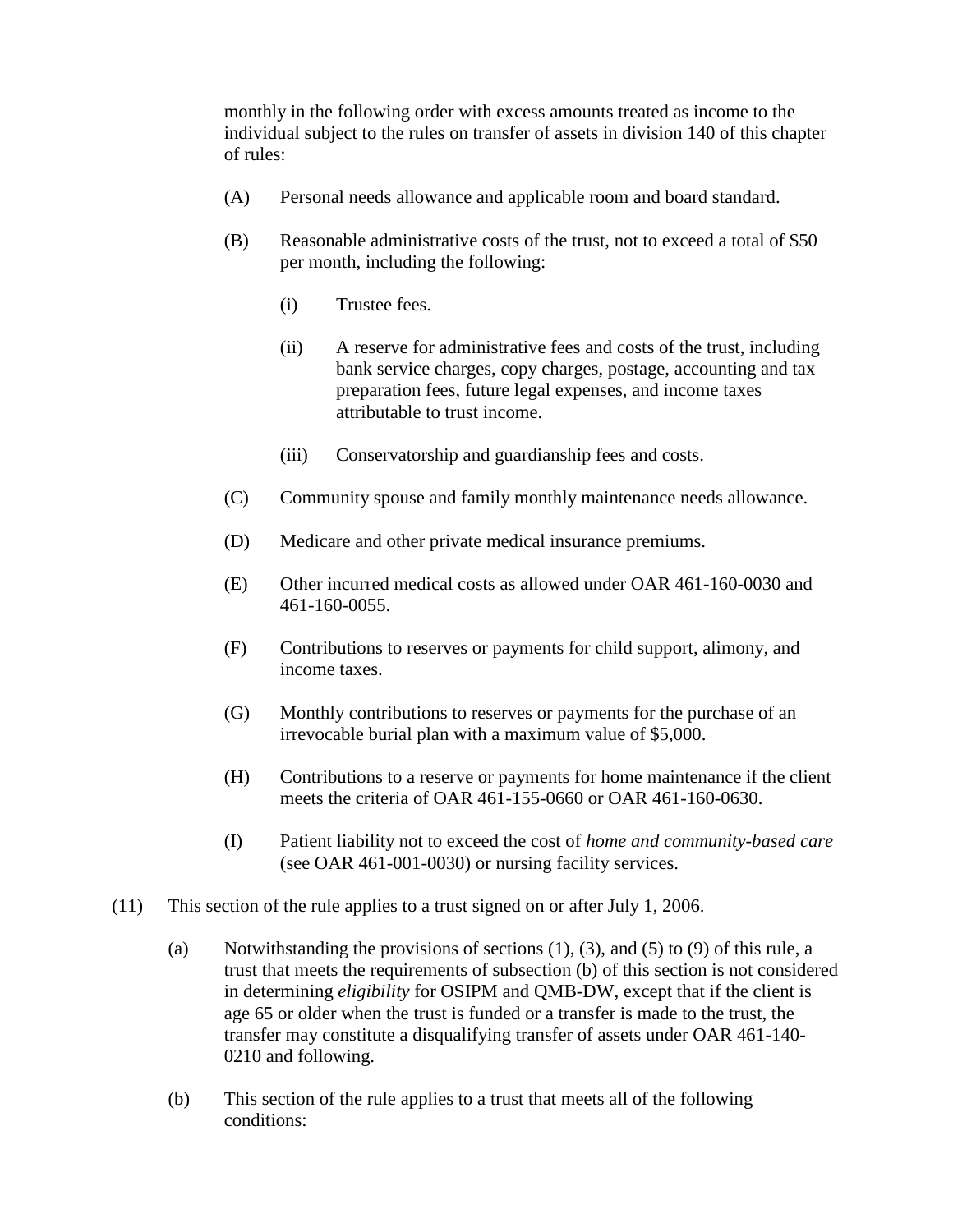monthly in the following order with excess amounts treated as income to the individual subject to the rules on transfer of assets in division 140 of this chapter of rules:

(A) Personal needs allowance and applicable room and board standard.

(B) Reasonable administrative costs of the trust, not to exceed a total of $50 per month, including the following:

(i) Trustee fees.

(ii) A reserve for administrative fees and costs of the trust, including bank service charges, copy charges, postage, accounting and tax preparation fees, future legal expenses, and income taxes attributable to trust income.

(iii) Conservatorship and guardianship fees and costs.

(C) Community spouse and family monthly maintenance needs allowance.

(D) Medicare and other private medical insurance premiums.

(E) Other incurred medical costs as allowed under OAR 461-160-0030 and 461-160-0055.

(F) Contributions to reserves or payments for child support, alimony, and income taxes.

(G) Monthly contributions to reserves or payments for the purchase of an irrevocable burial plan with a maximum value of $5,000.

(H) Contributions to a reserve or payments for home maintenance if the client meets the criteria of OAR 461-155-0660 or OAR 461-160-0630.

(I) Patient liability not to exceed the cost of *home and community-based care* (see OAR 461-001-0030) or nursing facility services.

(11) This section of the rule applies to a trust signed on or after July 1, 2006.

(a) Notwithstanding the provisions of sections (1), (3), and (5) to (9) of this rule, a trust that meets the requirements of subsection (b) of this section is not considered in determining *eligibility* for OSIPM and QMB-DW, except that if the client is age 65 or older when the trust is funded or a transfer is made to the trust, the transfer may constitute a disqualifying transfer of assets under OAR 461-140-0210 and following.

(b) This section of the rule applies to a trust that meets all of the following conditions: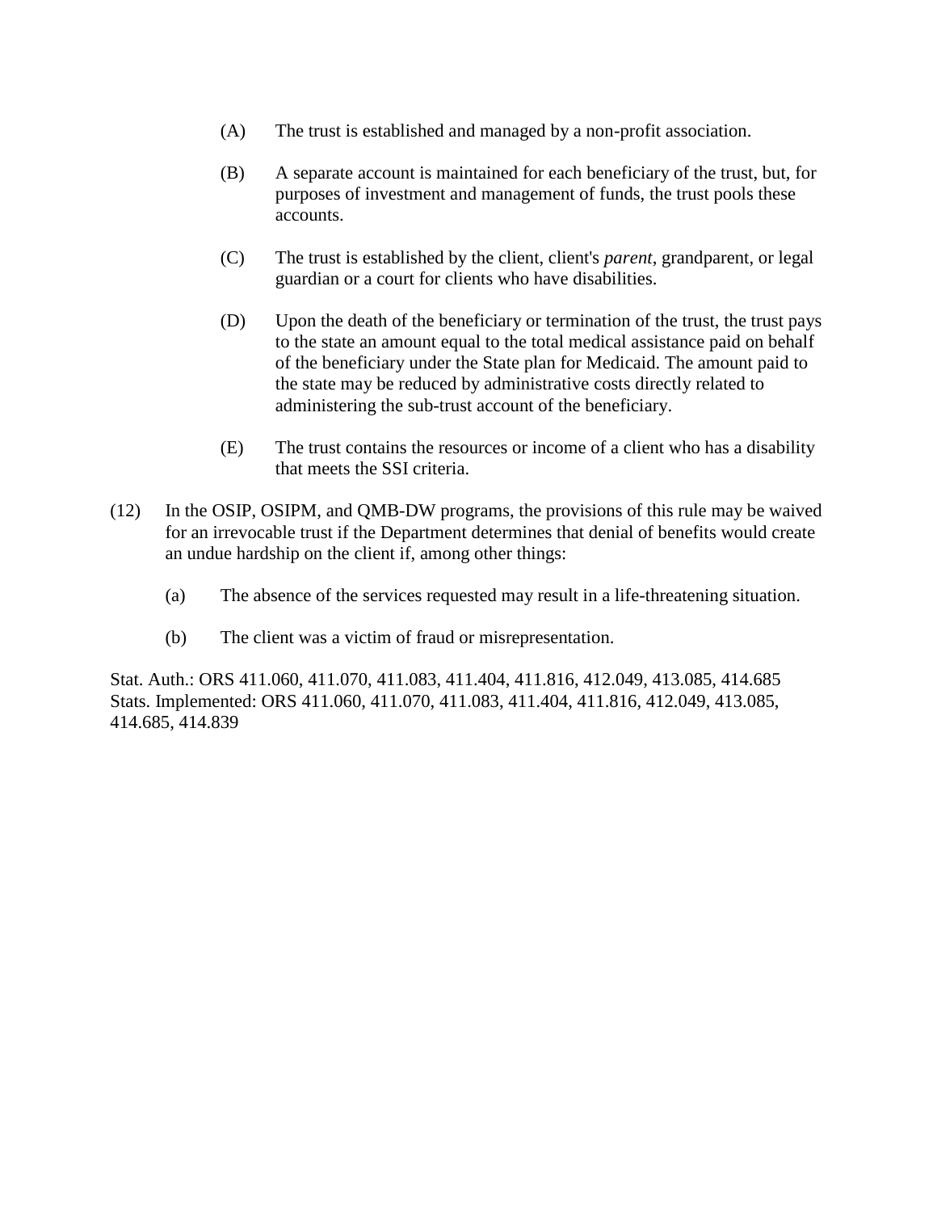(A) The trust is established and managed by a non-profit association.

(B) A separate account is maintained for each beneficiary of the trust, but, for purposes of investment and management of funds, the trust pools these accounts.

(C) The trust is established by the client, client's *parent*, grandparent, or legal guardian or a court for clients who have disabilities.

(D) Upon the death of the beneficiary or termination of the trust, the trust pays to the state an amount equal to the total medical assistance paid on behalf of the beneficiary under the State plan for Medicaid. The amount paid to the state may be reduced by administrative costs directly related to administering the sub-trust account of the beneficiary.

(E) The trust contains the resources or income of a client who has a disability that meets the SSI criteria.

(12) In the OSIP, OSIPM, and QMB-DW programs, the provisions of this rule may be waived for an irrevocable trust if the Department determines that denial of benefits would create an undue hardship on the client if, among other things:

(a) The absence of the services requested may result in a life-threatening situation.

(b) The client was a victim of fraud or misrepresentation.

Stat. Auth.: ORS 411.060, 411.070, 411.083, 411.404, 411.816, 412.049, 413.085, 414.685
Stats. Implemented: ORS 411.060, 411.070, 411.083, 411.404, 411.816, 412.049, 413.085, 414.685, 414.839